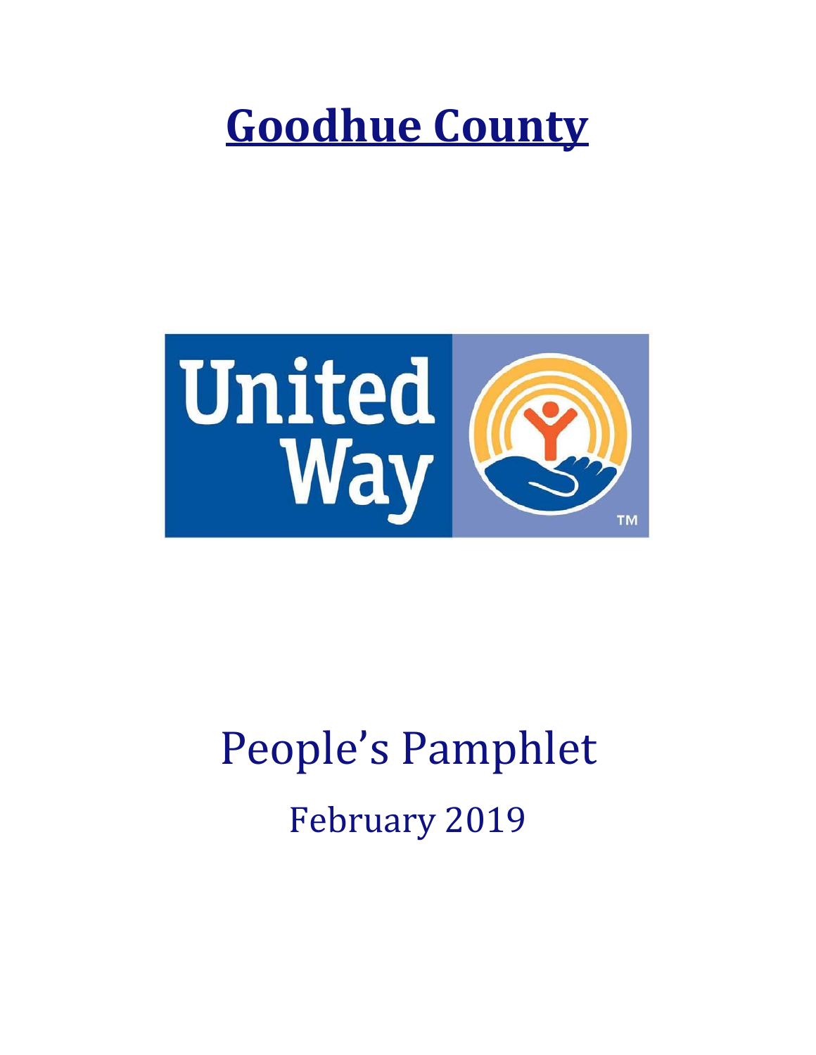# Goodhue County

United Way

People's Pamphlet

February 2019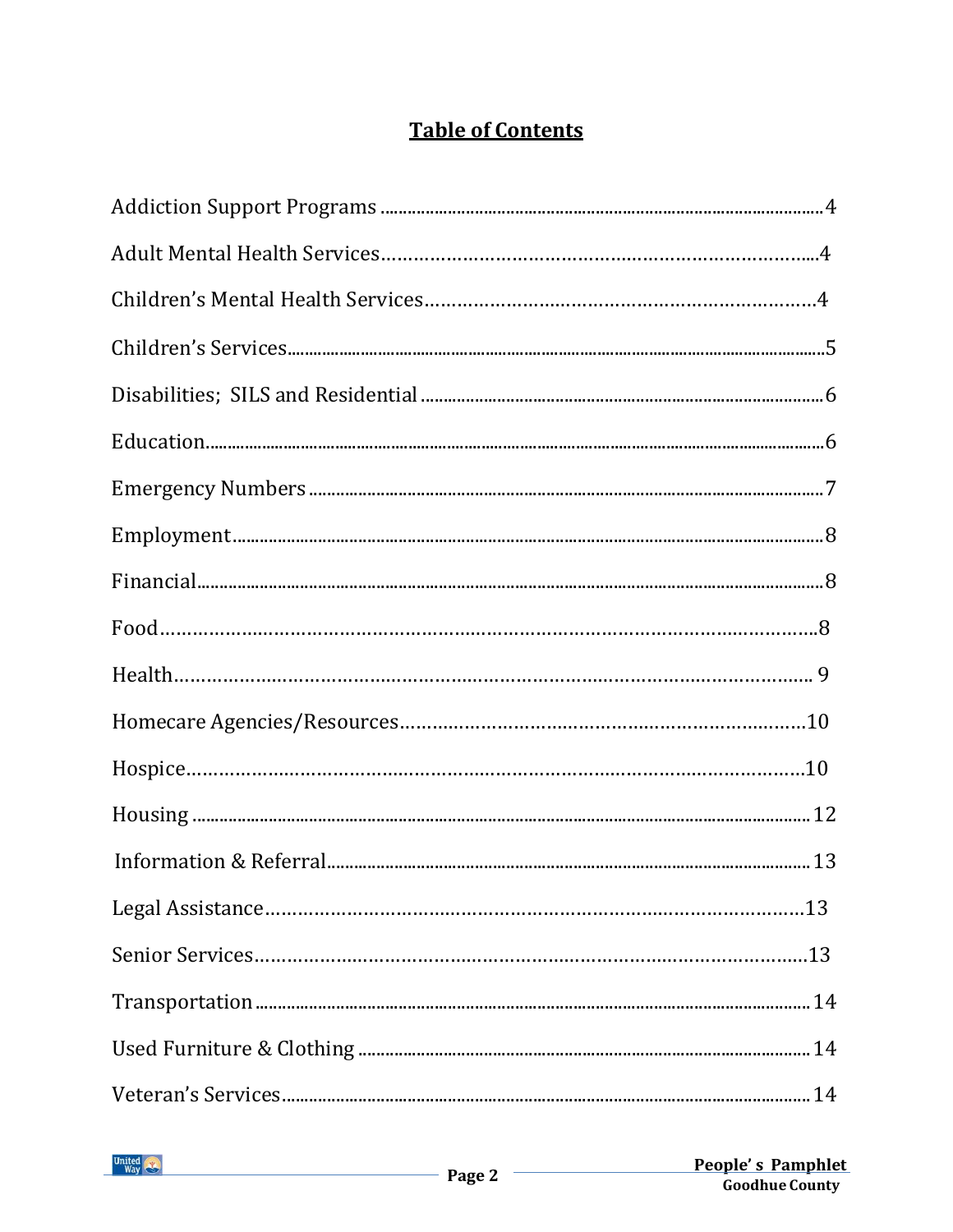# Table of Contents

| Section | Page |
| --- | --- |
| Addiction Support Programs | 4 |
| Adult Mental Health Services | 4 |
| Children's Mental Health Services | 4 |
| Children's Services | 5 |
| Disabilities; SILS and Residential | 6 |
| Education | 6 |
| Emergency Numbers | 7 |
| Employment | 8 |
| Financial | 8 |
| Food | 8 |
| Health | 9 |
| Homecare Agencies/Resources | 10 |
| Hospice | 10 |
| Housing | 12 |
| Information & Referral | 13 |
| Legal Assistance | 13 |
| Senior Services | 13 |
| Transportation | 14 |
| Used Furniture & Clothing | 14 |
| Veteran's Services | 14 |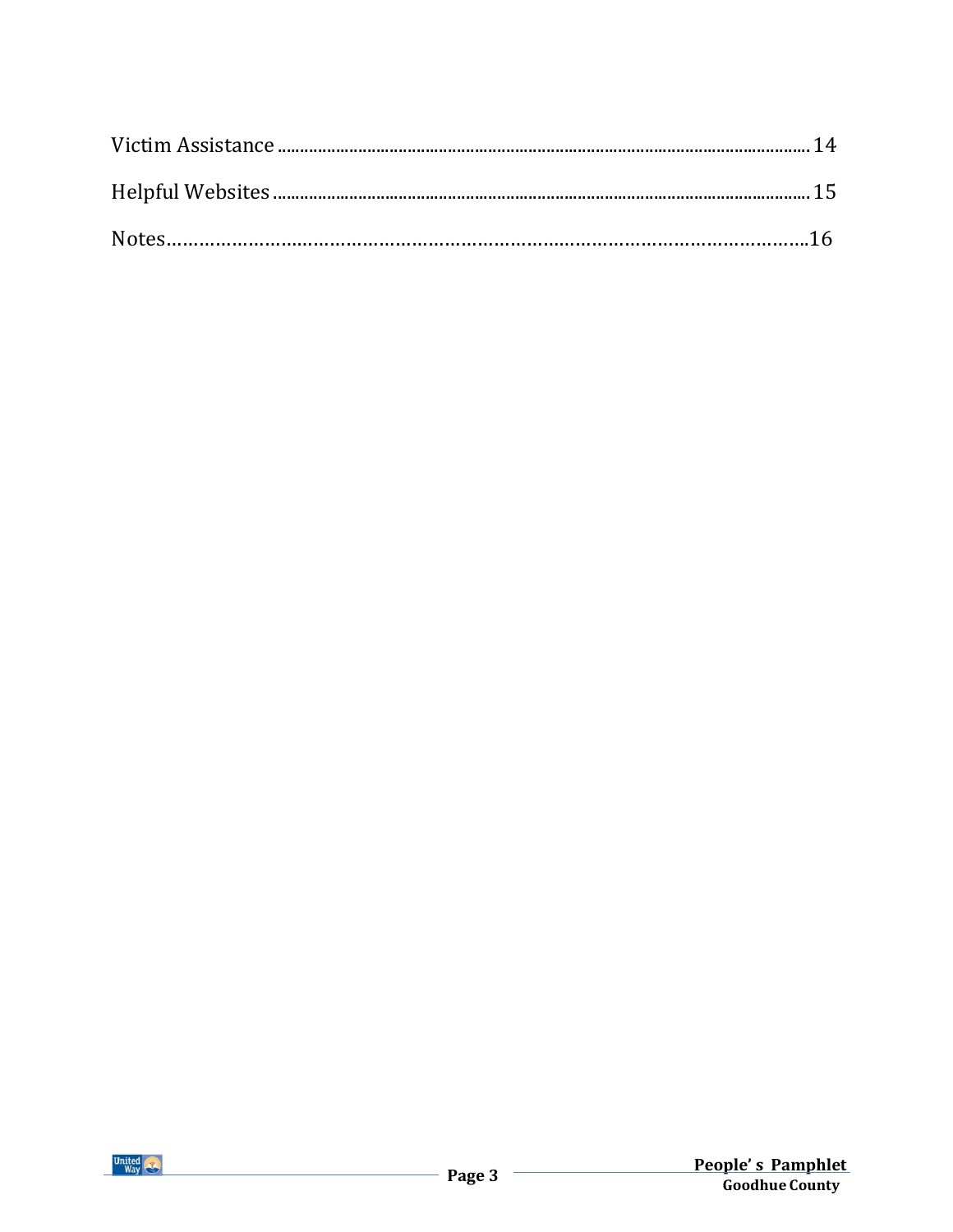Victim Assistance ........................................................................................................ 14

Helpful Websites .......................................................................................................... 15

Notes………………………………………………………………………………………………..16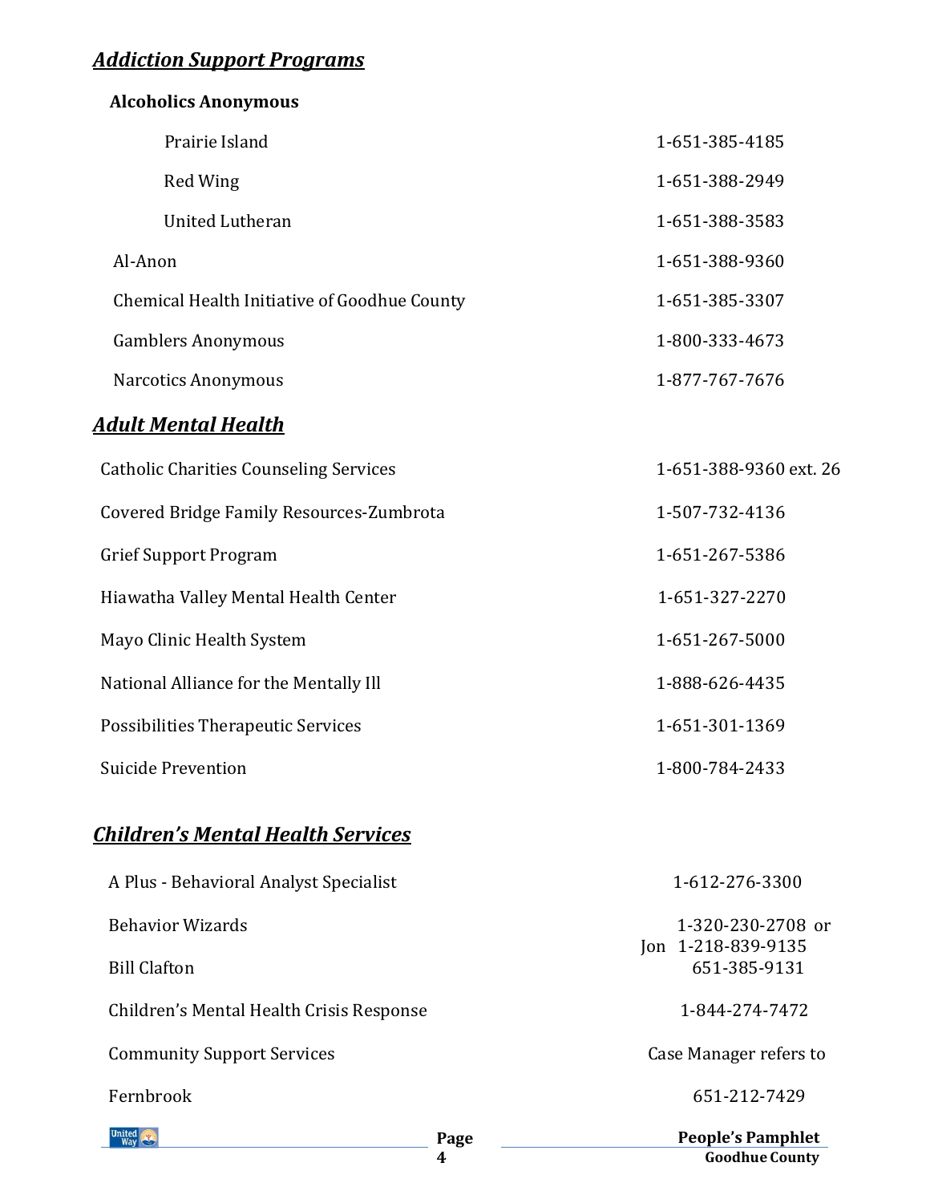## ***Addiction Support Programs***

**Alcoholics Anonymous**

| | |
|---|---|
| Prairie Island | 1-651-385-4185 |
| Red Wing | 1-651-388-2949 |
| United Lutheran | 1-651-388-3583 |
| Al-Anon | 1-651-388-9360 |
| Chemical Health Initiative of Goodhue County | 1-651-385-3307 |
| Gamblers Anonymous | 1-800-333-4673 |
| Narcotics Anonymous | 1-877-767-7676 |

## ***Adult Mental Health***

| | |
|---|---|
| Catholic Charities Counseling Services | 1-651-388-9360 ext. 26 |
| Covered Bridge Family Resources-Zumbrota | 1-507-732-4136 |
| Grief Support Program | 1-651-267-5386 |
| Hiawatha Valley Mental Health Center | 1-651-327-2270 |
| Mayo Clinic Health System | 1-651-267-5000 |
| National Alliance for the Mentally Ill | 1-888-626-4435 |
| Possibilities Therapeutic Services | 1-651-301-1369 |
| Suicide Prevention | 1-800-784-2433 |

## ***Children's Mental Health Services***

| | |
|---|---|
| A Plus - Behavioral Analyst Specialist | 1-612-276-3300 |
| Behavior Wizards | 1-320-230-2708 or Jon 1-218-839-9135 |
| Bill Clafton | 651-385-9131 |
| Children's Mental Health Crisis Response | 1-844-274-7472 |
| Community Support Services | Case Manager refers to |
| Fernbrook | 651-212-7429 |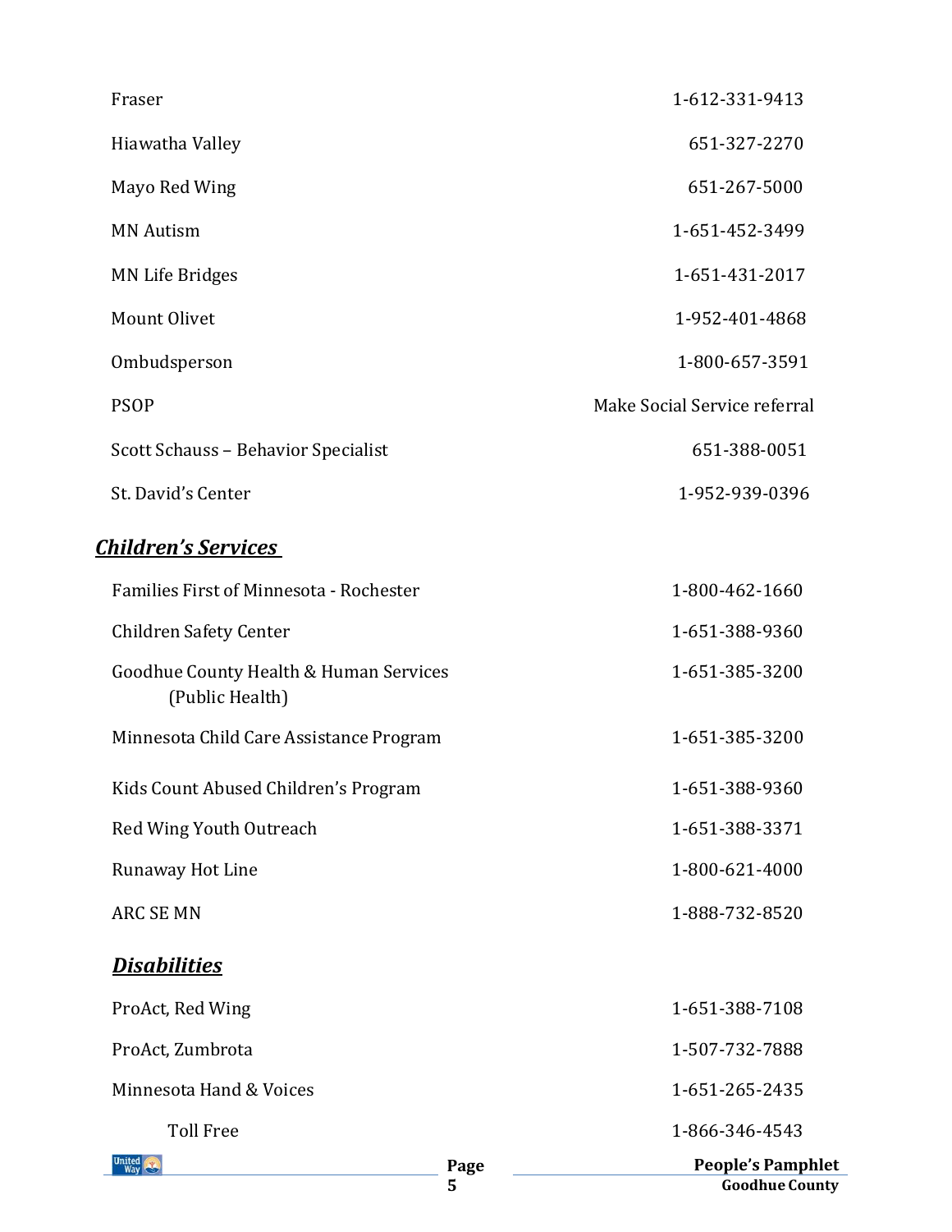| | |
|---|---|
| Fraser | 1-612-331-9413 |
| Hiawatha Valley | 651-327-2270 |
| Mayo Red Wing | 651-267-5000 |
| MN Autism | 1-651-452-3499 |
| MN Life Bridges | 1-651-431-2017 |
| Mount Olivet | 1-952-401-4868 |
| Ombudsperson | 1-800-657-3591 |
| PSOP | Make Social Service referral |
| Scott Schauss – Behavior Specialist | 651-388-0051 |
| St. David's Center | 1-952-939-0396 |

## *Children's Services*

| | |
|---|---|
| Families First of Minnesota - Rochester | 1-800-462-1660 |
| Children Safety Center | 1-651-388-9360 |
| Goodhue County Health & Human Services (Public Health) | 1-651-385-3200 |
| Minnesota Child Care Assistance Program | 1-651-385-3200 |
| Kids Count Abused Children's Program | 1-651-388-9360 |
| Red Wing Youth Outreach | 1-651-388-3371 |
| Runaway Hot Line | 1-800-621-4000 |
| ARC SE MN | 1-888-732-8520 |

## *Disabilities*

| | |
|---|---|
| ProAct, Red Wing | 1-651-388-7108 |
| ProAct, Zumbrota | 1-507-732-7888 |
| Minnesota Hand & Voices | 1-651-265-2435 |
| Toll Free | 1-866-346-4543 |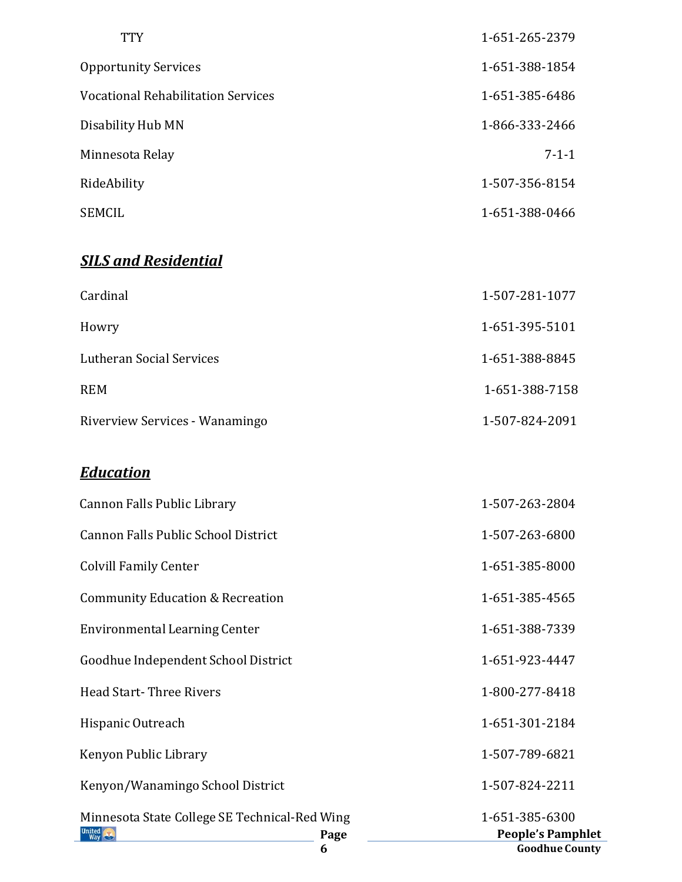| | |
|---|---|
| TTY | 1-651-265-2379 |
| Opportunity Services | 1-651-388-1854 |
| Vocational Rehabilitation Services | 1-651-385-6486 |
| Disability Hub MN | 1-866-333-2466 |
| Minnesota Relay | 7-1-1 |
| RideAbility | 1-507-356-8154 |
| SEMCIL | 1-651-388-0466 |

## ***SILS and Residential***

| | |
|---|---|
| Cardinal | 1-507-281-1077 |
| Howry | 1-651-395-5101 |
| Lutheran Social Services | 1-651-388-8845 |
| REM | 1-651-388-7158 |
| Riverview Services - Wanamingo | 1-507-824-2091 |

## ***Education***

| | |
|---|---|
| Cannon Falls Public Library | 1-507-263-2804 |
| Cannon Falls Public School District | 1-507-263-6800 |
| Colvill Family Center | 1-651-385-8000 |
| Community Education & Recreation | 1-651-385-4565 |
| Environmental Learning Center | 1-651-388-7339 |
| Goodhue Independent School District | 1-651-923-4447 |
| Head Start- Three Rivers | 1-800-277-8418 |
| Hispanic Outreach | 1-651-301-2184 |
| Kenyon Public Library | 1-507-789-6821 |
| Kenyon/Wanamingo School District | 1-507-824-2211 |
| Minnesota State College SE Technical-Red Wing | 1-651-385-6300 |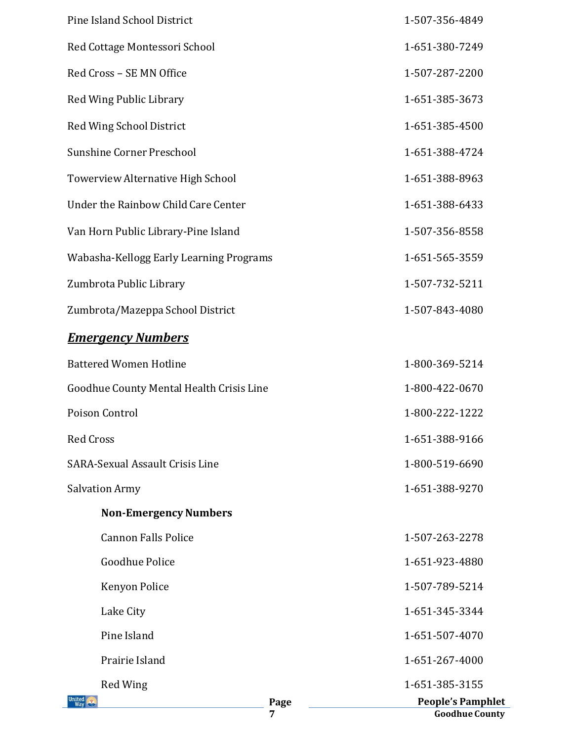| | |
|---|---|
| Pine Island School District | 1-507-356-4849 |
| Red Cottage Montessori School | 1-651-380-7249 |
| Red Cross – SE MN Office | 1-507-287-2200 |
| Red Wing Public Library | 1-651-385-3673 |
| Red Wing School District | 1-651-385-4500 |
| Sunshine Corner Preschool | 1-651-388-4724 |
| Towerview Alternative High School | 1-651-388-8963 |
| Under the Rainbow Child Care Center | 1-651-388-6433 |
| Van Horn Public Library-Pine Island | 1-507-356-8558 |
| Wabasha-Kellogg Early Learning Programs | 1-651-565-3559 |
| Zumbrota Public Library | 1-507-732-5211 |
| Zumbrota/Mazeppa School District | 1-507-843-4080 |

## ***Emergency Numbers***

| | |
|---|---|
| Battered Women Hotline | 1-800-369-5214 |
| Goodhue County Mental Health Crisis Line | 1-800-422-0670 |
| Poison Control | 1-800-222-1222 |
| Red Cross | 1-651-388-9166 |
| SARA-Sexual Assault Crisis Line | 1-800-519-6690 |
| Salvation Army | 1-651-388-9270 |

**Non-Emergency Numbers**

| | |
|---|---|
| Cannon Falls Police | 1-507-263-2278 |
| Goodhue Police | 1-651-923-4880 |
| Kenyon Police | 1-507-789-5214 |
| Lake City | 1-651-345-3344 |
| Pine Island | 1-651-507-4070 |
| Prairie Island | 1-651-267-4000 |
| Red Wing | 1-651-385-3155 |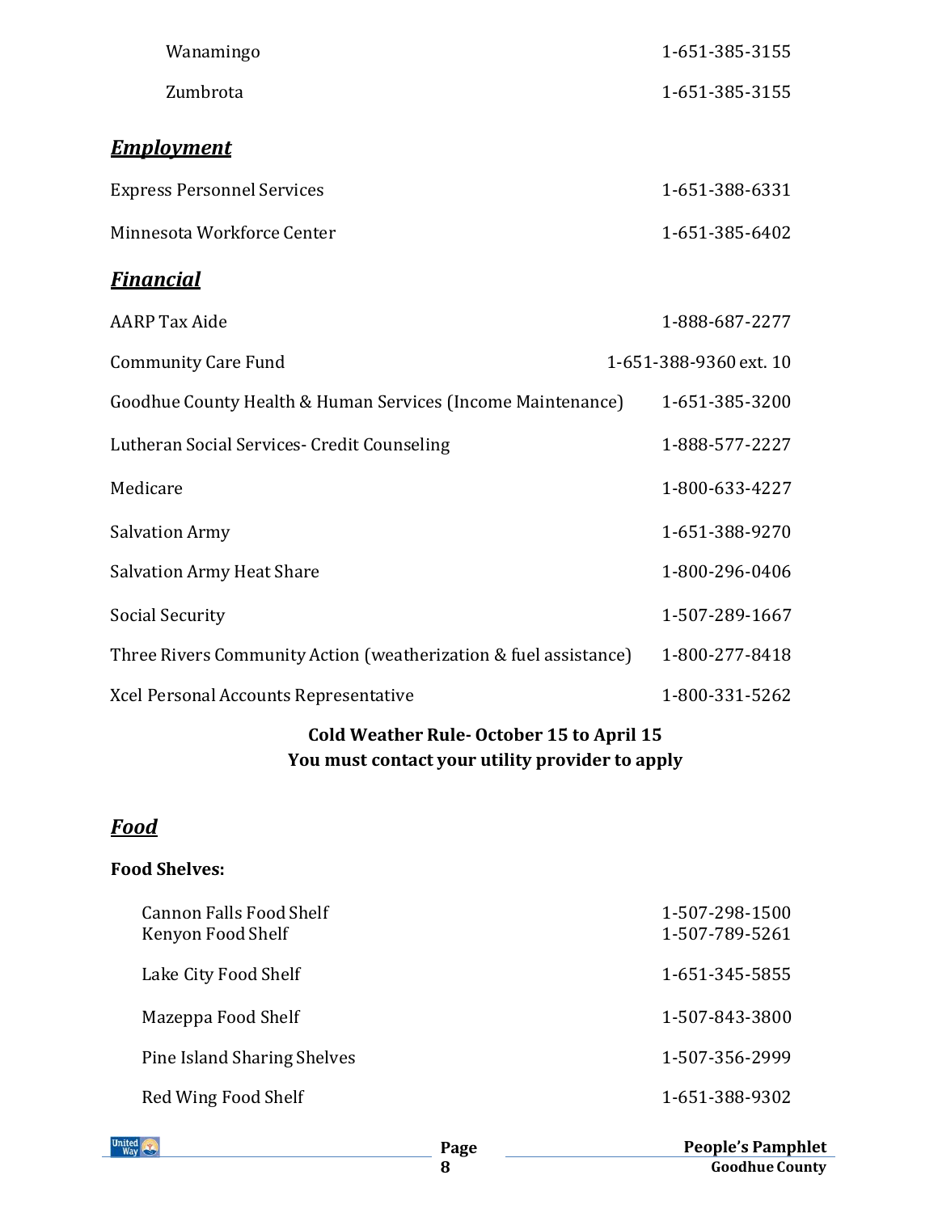| | |
|---|---|
| Wanamingo | 1-651-385-3155 |
| Zumbrota | 1-651-385-3155 |

## ***Employment***

| | |
|---|---|
| Express Personnel Services | 1-651-388-6331 |
| Minnesota Workforce Center | 1-651-385-6402 |

## ***Financial***

| | |
|---|---|
| AARP Tax Aide | 1-888-687-2277 |
| Community Care Fund | 1-651-388-9360 ext. 10 |
| Goodhue County Health & Human Services (Income Maintenance) | 1-651-385-3200 |
| Lutheran Social Services- Credit Counseling | 1-888-577-2227 |
| Medicare | 1-800-633-4227 |
| Salvation Army | 1-651-388-9270 |
| Salvation Army Heat Share | 1-800-296-0406 |
| Social Security | 1-507-289-1667 |
| Three Rivers Community Action (weatherization & fuel assistance) | 1-800-277-8418 |
| Xcel Personal Accounts Representative | 1-800-331-5262 |

**Cold Weather Rule- October 15 to April 15**
**You must contact your utility provider to apply**

## ***Food***

**Food Shelves:**

| | |
|---|---|
| Cannon Falls Food Shelf | 1-507-298-1500 |
| Kenyon Food Shelf | 1-507-789-5261 |
| Lake City Food Shelf | 1-651-345-5855 |
| Mazeppa Food Shelf | 1-507-843-3800 |
| Pine Island Sharing Shelves | 1-507-356-2999 |
| Red Wing Food Shelf | 1-651-388-9302 |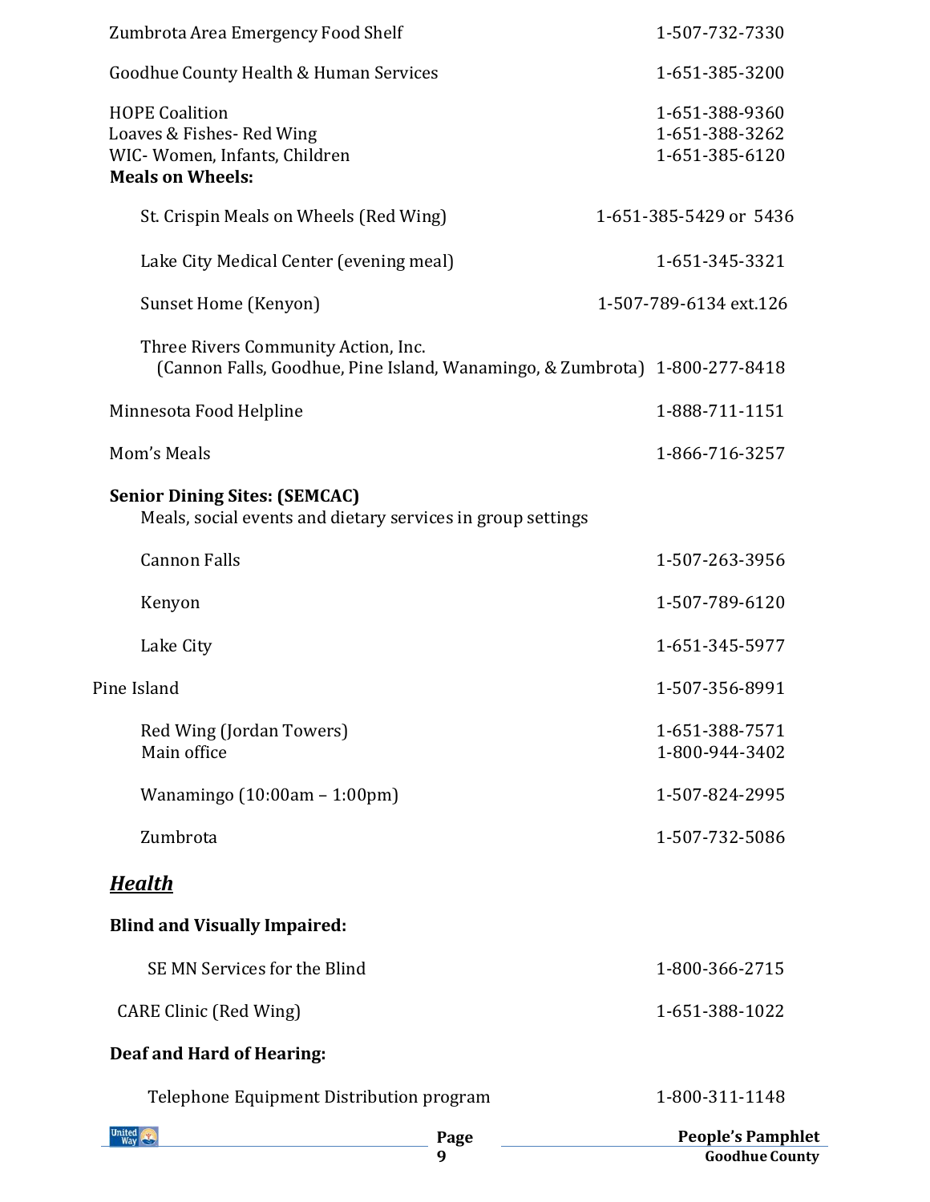Zumbrota Area Emergency Food Shelf 1-507-732-7330

Goodhue County Health & Human Services 1-651-385-3200

HOPE Coalition 1-651-388-9360
Loaves & Fishes- Red Wing 1-651-388-3262
WIC- Women, Infants, Children 1-651-385-6120

**Meals on Wheels:**

- St. Crispin Meals on Wheels (Red Wing) 1-651-385-5429 or 5436
- Lake City Medical Center (evening meal) 1-651-345-3321
- Sunset Home (Kenyon) 1-507-789-6134 ext.126
- Three Rivers Community Action, Inc. (Cannon Falls, Goodhue, Pine Island, Wanamingo, & Zumbrota) 1-800-277-8418

Minnesota Food Helpline 1-888-711-1151

Mom's Meals 1-866-716-3257

**Senior Dining Sites: (SEMCAC)**
Meals, social events and dietary services in group settings

- Cannon Falls 1-507-263-3956
- Kenyon 1-507-789-6120
- Lake City 1-651-345-5977
- Pine Island 1-507-356-8991
- Red Wing (Jordan Towers) 1-651-388-7571
- Main office 1-800-944-3402
- Wanamingo (10:00am – 1:00pm) 1-507-824-2995
- Zumbrota 1-507-732-5086

## ***Health***

**Blind and Visually Impaired:**

- SE MN Services for the Blind 1-800-366-2715

CARE Clinic (Red Wing) 1-651-388-1022

**Deaf and Hard of Hearing:**

- Telephone Equipment Distribution program 1-800-311-1148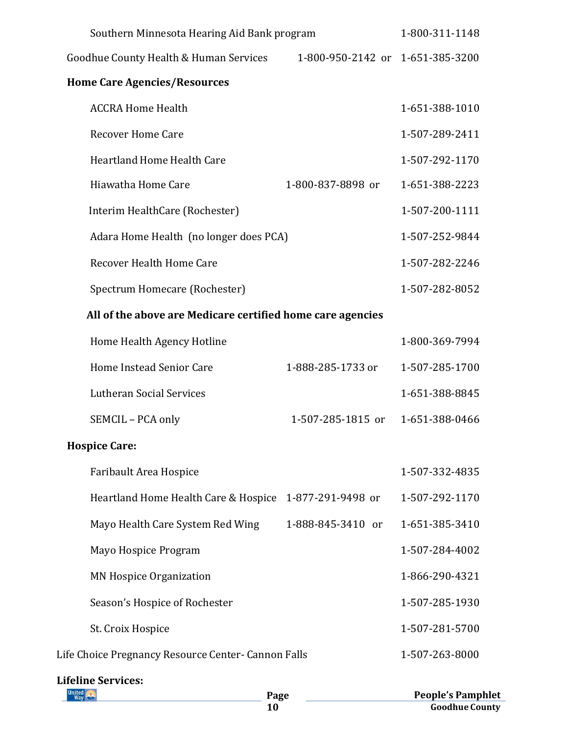Southern Minnesota Hearing Aid Bank program 1-800-311-1148

Goodhue County Health & Human Services 1-800-950-2142 or 1-651-385-3200

**Home Care Agencies/Resources**

- ACCRA Home Health 1-651-388-1010
- Recover Home Care 1-507-289-2411
- Heartland Home Health Care 1-507-292-1170
- Hiawatha Home Care 1-800-837-8898 or 1-651-388-2223
- Interim HealthCare (Rochester) 1-507-200-1111
- Adara Home Health (no longer does PCA) 1-507-252-9844
- Recover Health Home Care 1-507-282-2246
- Spectrum Homecare (Rochester) 1-507-282-8052

**All of the above are Medicare certified home care agencies**

- Home Health Agency Hotline 1-800-369-7994
- Home Instead Senior Care 1-888-285-1733 or 1-507-285-1700
- Lutheran Social Services 1-651-388-8845
- SEMCIL – PCA only 1-507-285-1815 or 1-651-388-0466

**Hospice Care:**

- Faribault Area Hospice 1-507-332-4835
- Heartland Home Health Care & Hospice 1-877-291-9498 or 1-507-292-1170
- Mayo Health Care System Red Wing 1-888-845-3410 or 1-651-385-3410
- Mayo Hospice Program 1-507-284-4002
- MN Hospice Organization 1-866-290-4321
- Season's Hospice of Rochester 1-507-285-1930
- St. Croix Hospice 1-507-281-5700

Life Choice Pregnancy Resource Center- Cannon Falls 1-507-263-8000

**Lifeline Services:**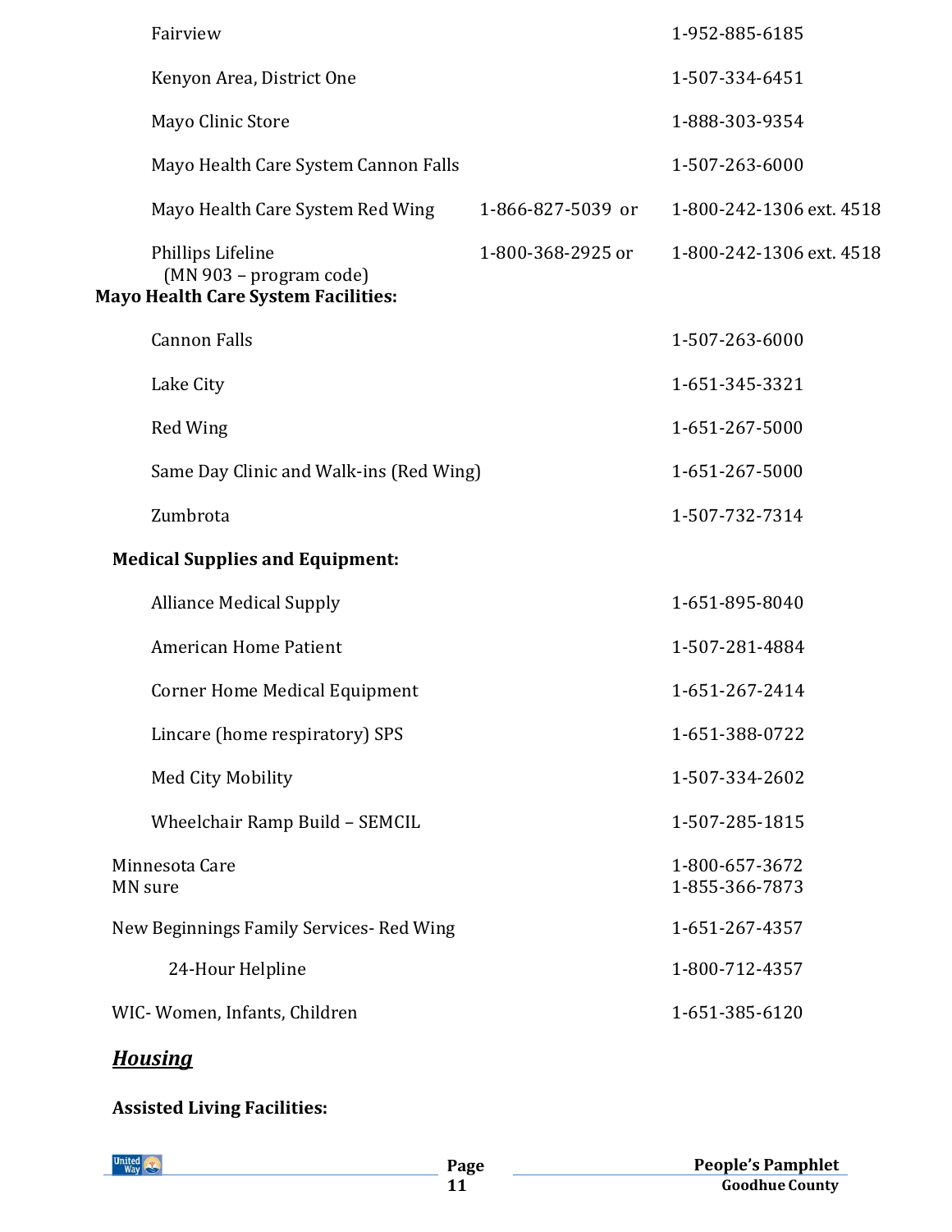Fairview 1-952-885-6185

Kenyon Area, District One 1-507-334-6451

Mayo Clinic Store 1-888-303-9354

Mayo Health Care System Cannon Falls 1-507-263-6000

Mayo Health Care System Red Wing 1-866-827-5039 or 1-800-242-1306 ext. 4518

Phillips Lifeline 1-800-368-2925 or 1-800-242-1306 ext. 4518
(MN 903 – program code)

**Mayo Health Care System Facilities:**

Cannon Falls 1-507-263-6000

Lake City 1-651-345-3321

Red Wing 1-651-267-5000

Same Day Clinic and Walk-ins (Red Wing) 1-651-267-5000

Zumbrota 1-507-732-7314

**Medical Supplies and Equipment:**

Alliance Medical Supply 1-651-895-8040

American Home Patient 1-507-281-4884

Corner Home Medical Equipment 1-651-267-2414

Lincare (home respiratory) SPS 1-651-388-0722

Med City Mobility 1-507-334-2602

Wheelchair Ramp Build – SEMCIL 1-507-285-1815

Minnesota Care 1-800-657-3672
MN sure 1-855-366-7873

New Beginnings Family Services- Red Wing 1-651-267-4357

24-Hour Helpline 1-800-712-4357

WIC- Women, Infants, Children 1-651-385-6120

## ***Housing***

**Assisted Living Facilities:**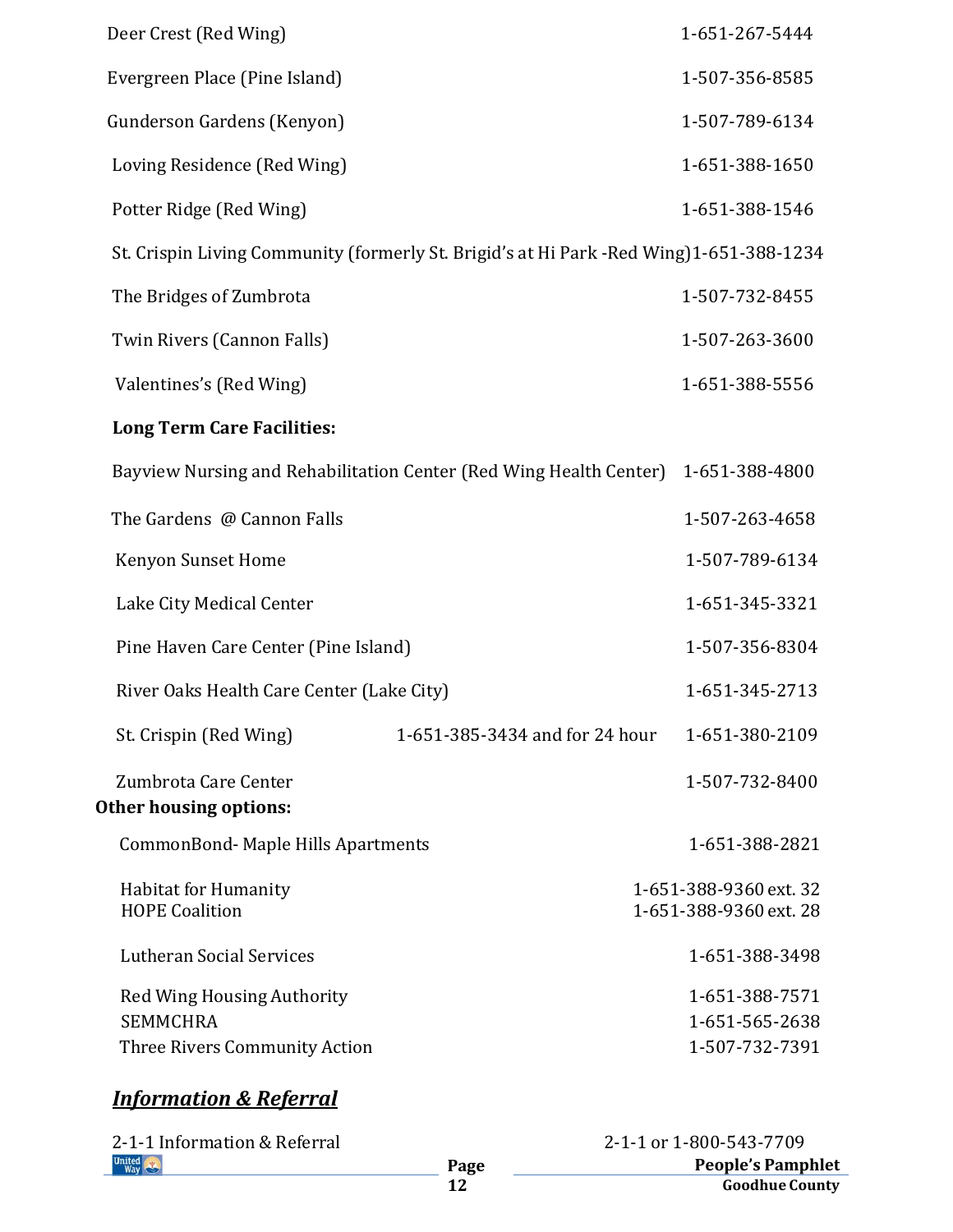Deer Crest (Red Wing) 1-651-267-5444

Evergreen Place (Pine Island) 1-507-356-8585

Gunderson Gardens (Kenyon) 1-507-789-6134

Loving Residence (Red Wing) 1-651-388-1650

Potter Ridge (Red Wing) 1-651-388-1546

St. Crispin Living Community (formerly St. Brigid's at Hi Park -Red Wing) 1-651-388-1234

The Bridges of Zumbrota 1-507-732-8455

Twin Rivers (Cannon Falls) 1-507-263-3600

Valentines's (Red Wing) 1-651-388-5556

**Long Term Care Facilities:**

Bayview Nursing and Rehabilitation Center (Red Wing Health Center) 1-651-388-4800

The Gardens @ Cannon Falls 1-507-263-4658

Kenyon Sunset Home 1-507-789-6134

Lake City Medical Center 1-651-345-3321

Pine Haven Care Center (Pine Island) 1-507-356-8304

River Oaks Health Care Center (Lake City) 1-651-345-2713

St. Crispin (Red Wing) 1-651-385-3434 and for 24 hour 1-651-380-2109

Zumbrota Care Center 1-507-732-8400

**Other housing options:**

CommonBond- Maple Hills Apartments 1-651-388-2821

Habitat for Humanity 1-651-388-9360 ext. 32
HOPE Coalition 1-651-388-9360 ext. 28

Lutheran Social Services 1-651-388-3498

Red Wing Housing Authority 1-651-388-7571
SEMMCHRA 1-651-565-2638
Three Rivers Community Action 1-507-732-7391

## ***Information & Referral***

2-1-1 Information & Referral 2-1-1 or 1-800-543-7709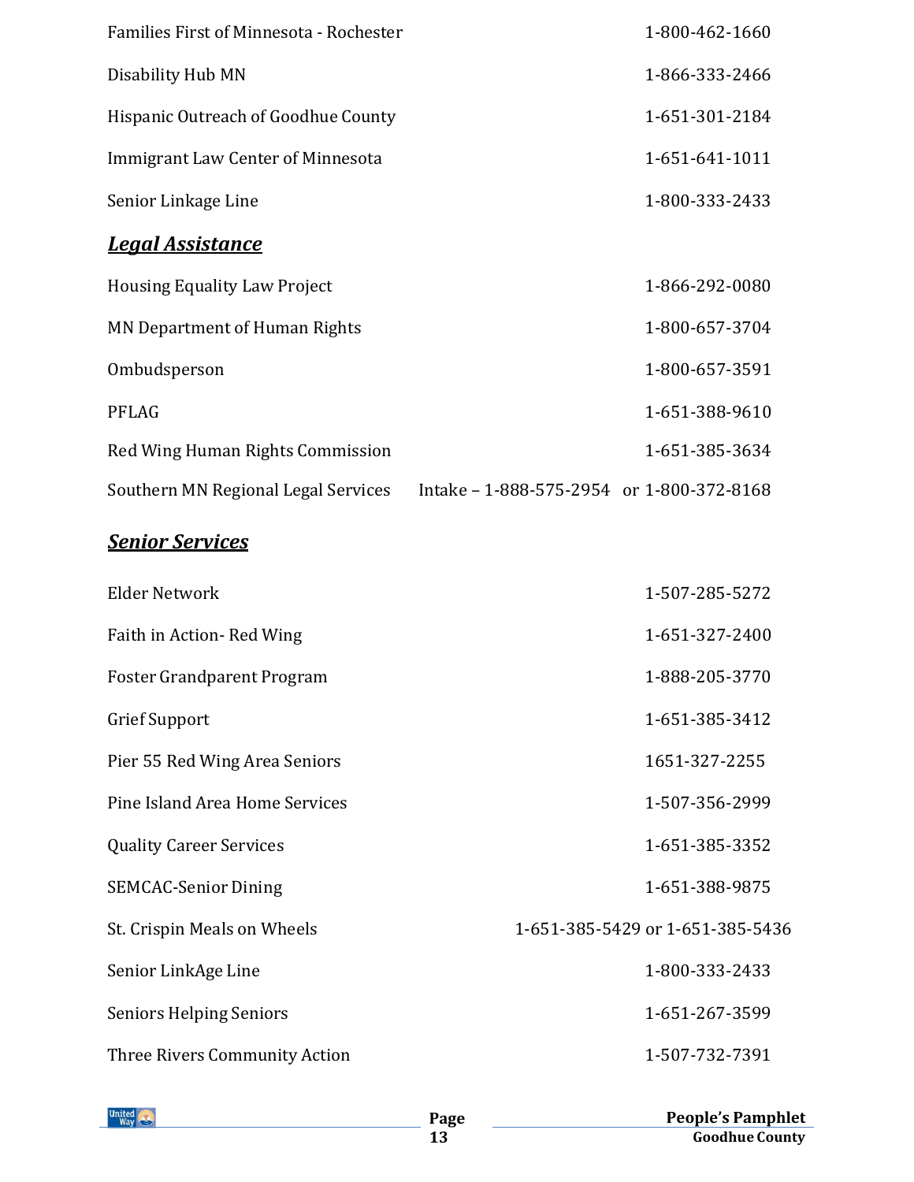Families First of Minnesota - Rochester 1-800-462-1660

Disability Hub MN 1-866-333-2466

Hispanic Outreach of Goodhue County 1-651-301-2184

Immigrant Law Center of Minnesota 1-651-641-1011

Senior Linkage Line 1-800-333-2433

## ***Legal Assistance***

Housing Equality Law Project 1-866-292-0080

MN Department of Human Rights 1-800-657-3704

Ombudsperson 1-800-657-3591

PFLAG 1-651-388-9610

Red Wing Human Rights Commission 1-651-385-3634

Southern MN Regional Legal Services Intake – 1-888-575-2954 or 1-800-372-8168

## ***Senior Services***

Elder Network 1-507-285-5272

Faith in Action- Red Wing 1-651-327-2400

Foster Grandparent Program 1-888-205-3770

Grief Support 1-651-385-3412

Pier 55 Red Wing Area Seniors 1651-327-2255

Pine Island Area Home Services 1-507-356-2999

Quality Career Services 1-651-385-3352

SEMCAC-Senior Dining 1-651-388-9875

St. Crispin Meals on Wheels 1-651-385-5429 or 1-651-385-5436

Senior LinkAge Line 1-800-333-2433

Seniors Helping Seniors 1-651-267-3599

Three Rivers Community Action 1-507-732-7391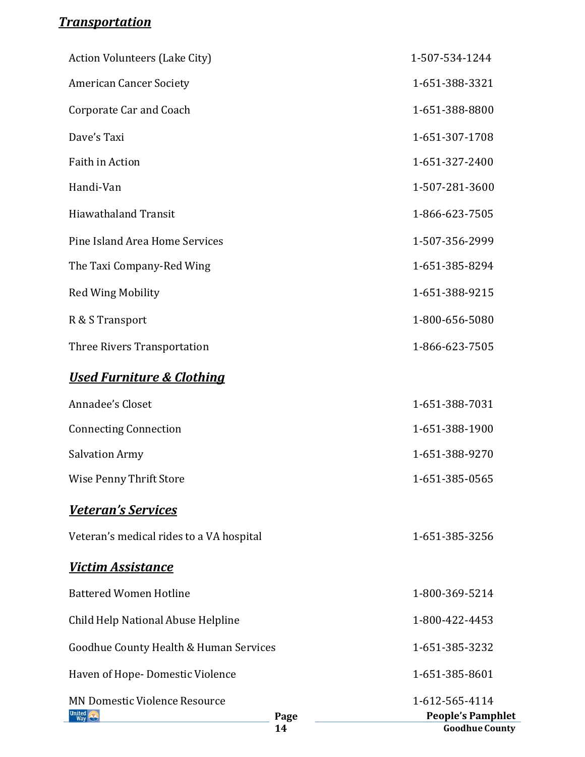## ***Transportation***

| | |
|---|---|
| Action Volunteers (Lake City) | 1-507-534-1244 |
| American Cancer Society | 1-651-388-3321 |
| Corporate Car and Coach | 1-651-388-8800 |
| Dave's Taxi | 1-651-307-1708 |
| Faith in Action | 1-651-327-2400 |
| Handi-Van | 1-507-281-3600 |
| Hiawathaland Transit | 1-866-623-7505 |
| Pine Island Area Home Services | 1-507-356-2999 |
| The Taxi Company-Red Wing | 1-651-385-8294 |
| Red Wing Mobility | 1-651-388-9215 |
| R & S Transport | 1-800-656-5080 |
| Three Rivers Transportation | 1-866-623-7505 |

## ***Used Furniture & Clothing***

| | |
|---|---|
| Annadee's Closet | 1-651-388-7031 |
| Connecting Connection | 1-651-388-1900 |
| Salvation Army | 1-651-388-9270 |
| Wise Penny Thrift Store | 1-651-385-0565 |

## ***Veteran's Services***

| | |
|---|---|
| Veteran's medical rides to a VA hospital | 1-651-385-3256 |

## ***Victim Assistance***

| | |
|---|---|
| Battered Women Hotline | 1-800-369-5214 |
| Child Help National Abuse Helpline | 1-800-422-4453 |
| Goodhue County Health & Human Services | 1-651-385-3232 |
| Haven of Hope- Domestic Violence | 1-651-385-8601 |
| MN Domestic Violence Resource | 1-612-565-4114 |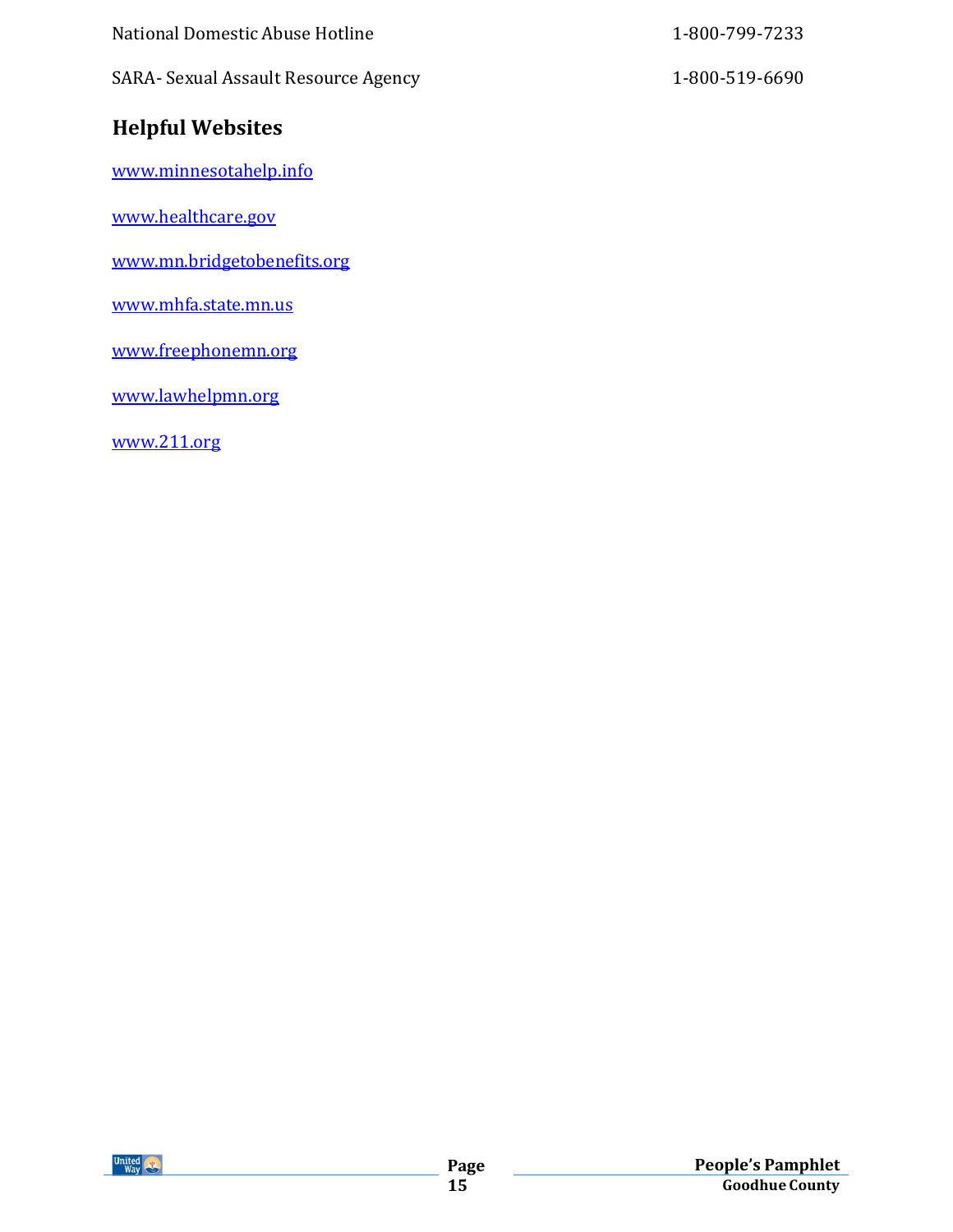| | |
|---|---|
| National Domestic Abuse Hotline | 1-800-799-7233 |
| SARA- Sexual Assault Resource Agency | 1-800-519-6690 |

## Helpful Websites

www.minnesotahelp.info

www.healthcare.gov

www.mn.bridgetobenefits.org

www.mhfa.state.mn.us

www.freephonemn.org

www.lawhelpmn.org

www.211.org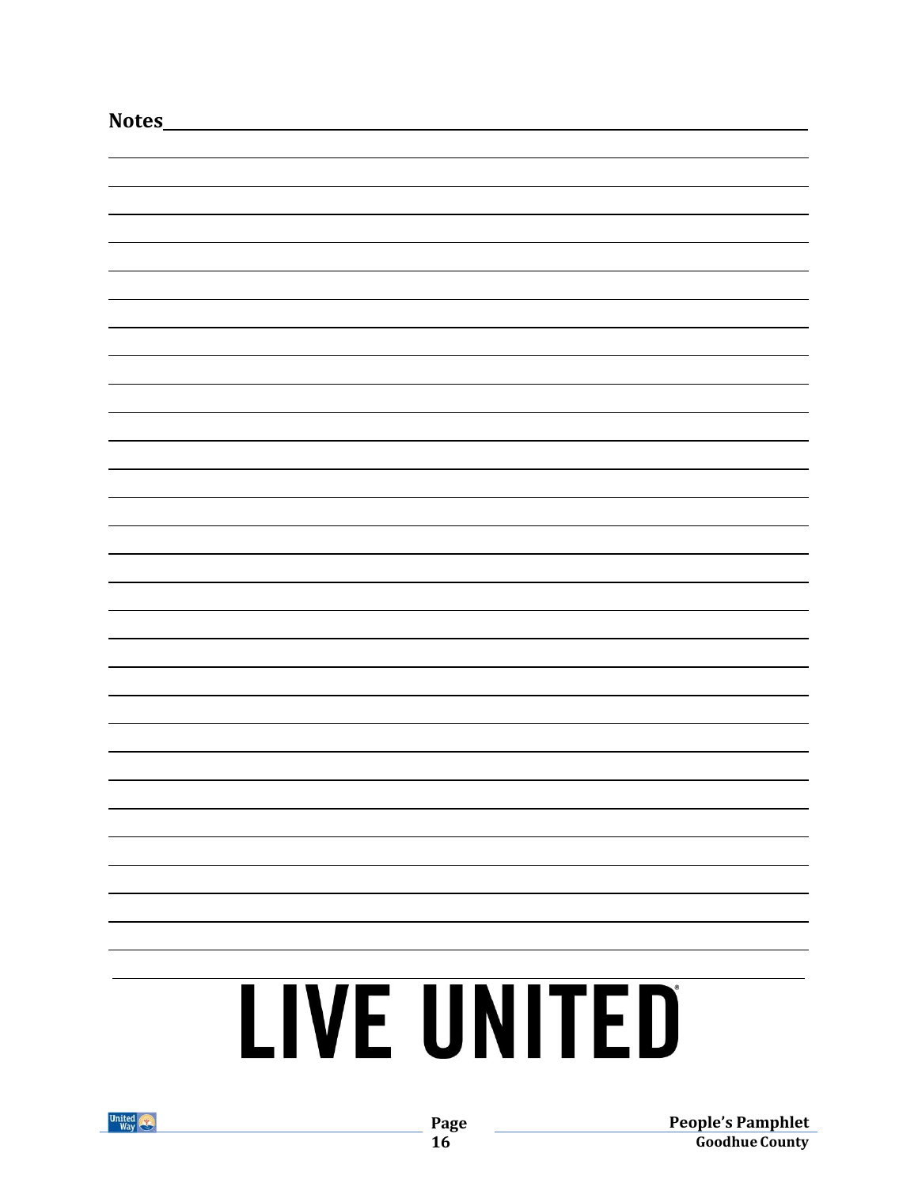**Notes**

# LIVE UNITED